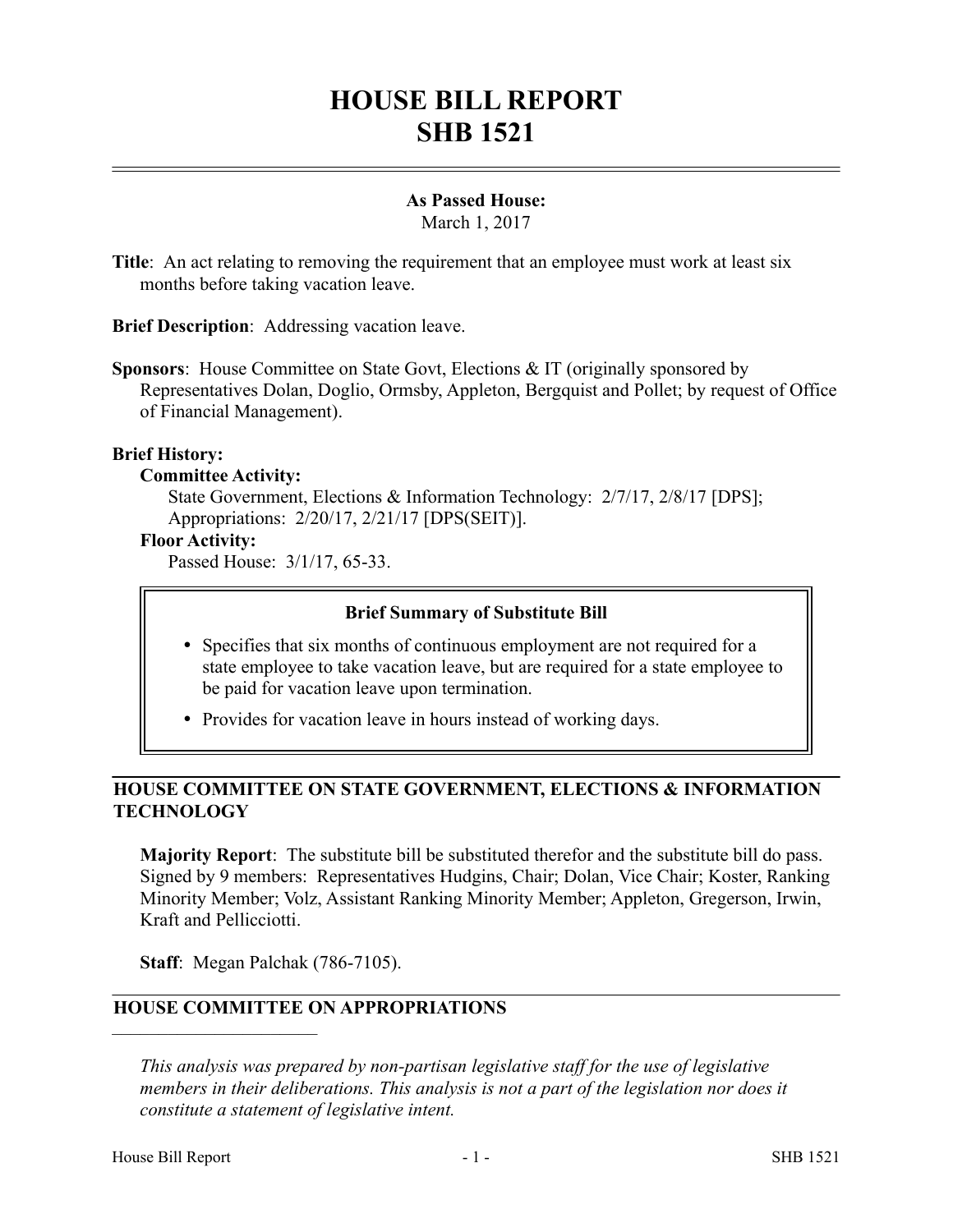# HOUSE BILL REPORT
# SHB 1521

**As Passed House:**
March 1, 2017

**Title**: An act relating to removing the requirement that an employee must work at least six months before taking vacation leave.

**Brief Description**: Addressing vacation leave.

**Sponsors**: House Committee on State Govt, Elections & IT (originally sponsored by Representatives Dolan, Doglio, Ormsby, Appleton, Bergquist and Pollet; by request of Office of Financial Management).

**Brief History:**

**Committee Activity:**

State Government, Elections & Information Technology: 2/7/17, 2/8/17 [DPS];
Appropriations: 2/20/17, 2/21/17 [DPS(SEIT)].

**Floor Activity:**

Passed House: 3/1/17, 65-33.

> **Brief Summary of Substitute Bill**
>
> - Specifies that six months of continuous employment are not required for a state employee to take vacation leave, but are required for a state employee to be paid for vacation leave upon termination.
> - Provides for vacation leave in hours instead of working days.

## HOUSE COMMITTEE ON STATE GOVERNMENT, ELECTIONS & INFORMATION TECHNOLOGY

**Majority Report**: The substitute bill be substituted therefor and the substitute bill do pass. Signed by 9 members: Representatives Hudgins, Chair; Dolan, Vice Chair; Koster, Ranking Minority Member; Volz, Assistant Ranking Minority Member; Appleton, Gregerson, Irwin, Kraft and Pellicciotti.

**Staff**: Megan Palchak (786-7105).

## HOUSE COMMITTEE ON APPROPRIATIONS

---

*This analysis was prepared by non-partisan legislative staff for the use of legislative members in their deliberations. This analysis is not a part of the legislation nor does it constitute a statement of legislative intent.*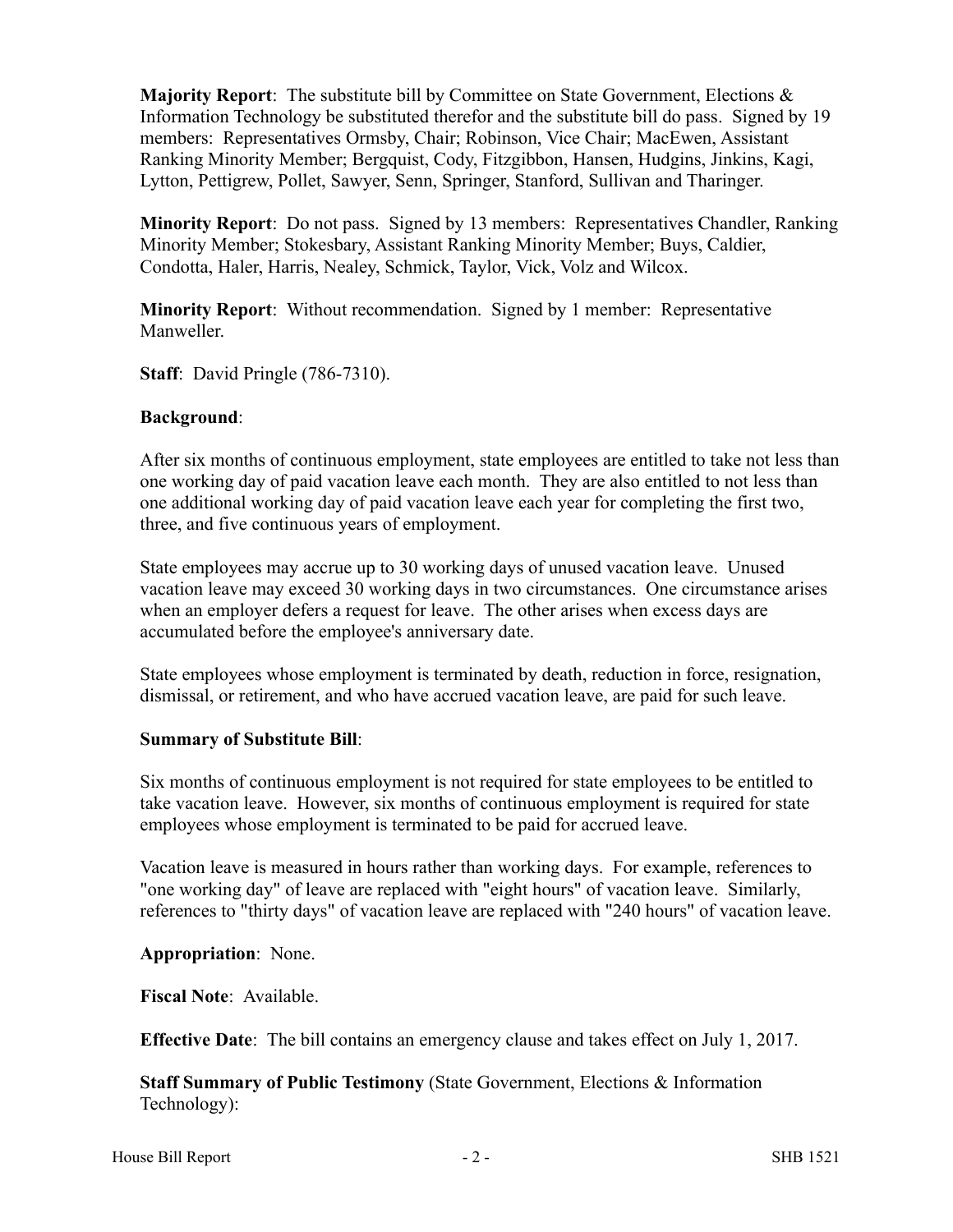**Majority Report**: The substitute bill by Committee on State Government, Elections & Information Technology be substituted therefor and the substitute bill do pass. Signed by 19 members: Representatives Ormsby, Chair; Robinson, Vice Chair; MacEwen, Assistant Ranking Minority Member; Bergquist, Cody, Fitzgibbon, Hansen, Hudgins, Jinkins, Kagi, Lytton, Pettigrew, Pollet, Sawyer, Senn, Springer, Stanford, Sullivan and Tharinger.

**Minority Report**: Do not pass. Signed by 13 members: Representatives Chandler, Ranking Minority Member; Stokesbary, Assistant Ranking Minority Member; Buys, Caldier, Condotta, Haler, Harris, Nealey, Schmick, Taylor, Vick, Volz and Wilcox.

**Minority Report**: Without recommendation. Signed by 1 member: Representative Manweller.

**Staff**: David Pringle (786-7310).

**Background**:

After six months of continuous employment, state employees are entitled to take not less than one working day of paid vacation leave each month. They are also entitled to not less than one additional working day of paid vacation leave each year for completing the first two, three, and five continuous years of employment.

State employees may accrue up to 30 working days of unused vacation leave. Unused vacation leave may exceed 30 working days in two circumstances. One circumstance arises when an employer defers a request for leave. The other arises when excess days are accumulated before the employee's anniversary date.

State employees whose employment is terminated by death, reduction in force, resignation, dismissal, or retirement, and who have accrued vacation leave, are paid for such leave.

**Summary of Substitute Bill**:

Six months of continuous employment is not required for state employees to be entitled to take vacation leave. However, six months of continuous employment is required for state employees whose employment is terminated to be paid for accrued leave.

Vacation leave is measured in hours rather than working days. For example, references to "one working day" of leave are replaced with "eight hours" of vacation leave. Similarly, references to "thirty days" of vacation leave are replaced with "240 hours" of vacation leave.

**Appropriation**: None.

**Fiscal Note**: Available.

**Effective Date**: The bill contains an emergency clause and takes effect on July 1, 2017.

**Staff Summary of Public Testimony** (State Government, Elections & Information Technology):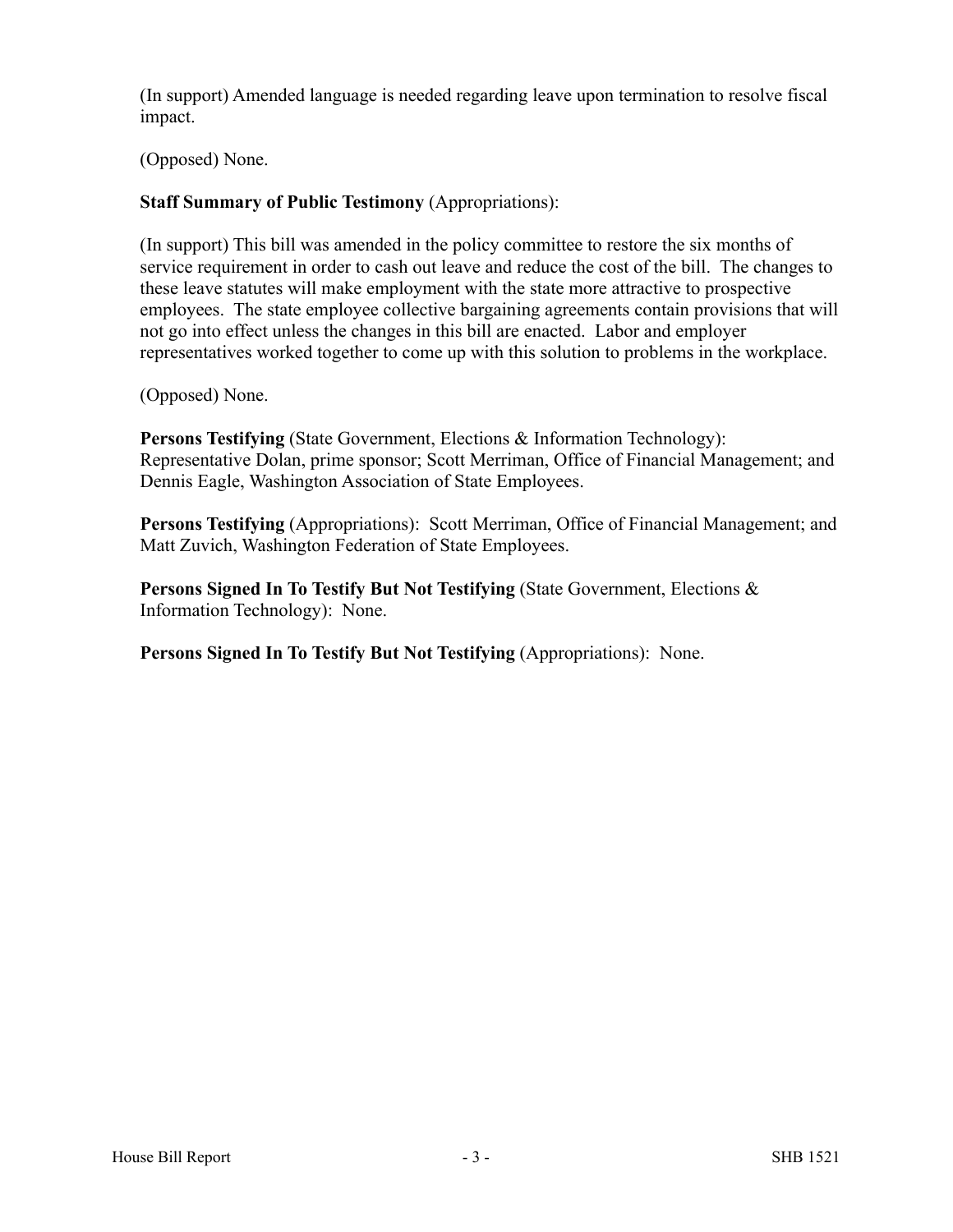(In support) Amended language is needed regarding leave upon termination to resolve fiscal impact.

(Opposed) None.

**Staff Summary of Public Testimony** (Appropriations):

(In support) This bill was amended in the policy committee to restore the six months of service requirement in order to cash out leave and reduce the cost of the bill. The changes to these leave statutes will make employment with the state more attractive to prospective employees. The state employee collective bargaining agreements contain provisions that will not go into effect unless the changes in this bill are enacted. Labor and employer representatives worked together to come up with this solution to problems in the workplace.

(Opposed) None.

**Persons Testifying** (State Government, Elections & Information Technology): Representative Dolan, prime sponsor; Scott Merriman, Office of Financial Management; and Dennis Eagle, Washington Association of State Employees.

**Persons Testifying** (Appropriations): Scott Merriman, Office of Financial Management; and Matt Zuvich, Washington Federation of State Employees.

**Persons Signed In To Testify But Not Testifying** (State Government, Elections & Information Technology): None.

**Persons Signed In To Testify But Not Testifying** (Appropriations): None.